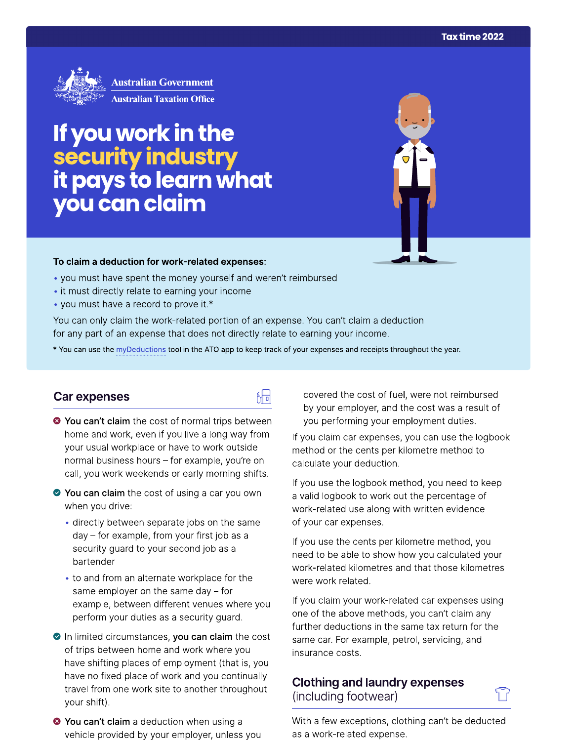Tax time 2022

Australian Government
Australian Taxation Office

# If you work in the security industry it pays to learn what you can claim

**To claim a deduction for work-related expenses:**

- you must have spent the money yourself and weren't reimbursed
- it must directly relate to earning your income
- you must have a record to prove it.*

You can only claim the work-related portion of an expense. You can't claim a deduction for any part of an expense that does not directly relate to earning your income.

* You can use the myDeductions tool in the ATO app to keep track of your expenses and receipts throughout the year.

## Car expenses

- **You can't claim** the cost of normal trips between home and work, even if you live a long way from your usual workplace or have to work outside normal business hours – for example, you're on call, you work weekends or early morning shifts.
- **You can claim** the cost of using a car you own when you drive:
  - directly between separate jobs on the same day – for example, from your first job as a security guard to your second job as a bartender
  - to and from an alternate workplace for the same employer on the same day – for example, between different venues where you perform your duties as a security guard.
- In limited circumstances, **you can claim** the cost of trips between home and work where you have shifting places of employment (that is, you have no fixed place of work and you continually travel from one work site to another throughout your shift).
- **You can't claim** a deduction when using a vehicle provided by your employer, unless you covered the cost of fuel, were not reimbursed by your employer, and the cost was a result of you performing your employment duties.

If you claim car expenses, you can use the logbook method or the cents per kilometre method to calculate your deduction.

If you use the logbook method, you need to keep a valid logbook to work out the percentage of work-related use along with written evidence of your car expenses.

If you use the cents per kilometre method, you need to be able to show how you calculated your work-related kilometres and that those kilometres were work related.

If you claim your work-related car expenses using one of the above methods, you can't claim any further deductions in the same tax return for the same car. For example, petrol, servicing, and insurance costs.

## Clothing and laundry expenses (including footwear)

With a few exceptions, clothing can't be deducted as a work-related expense.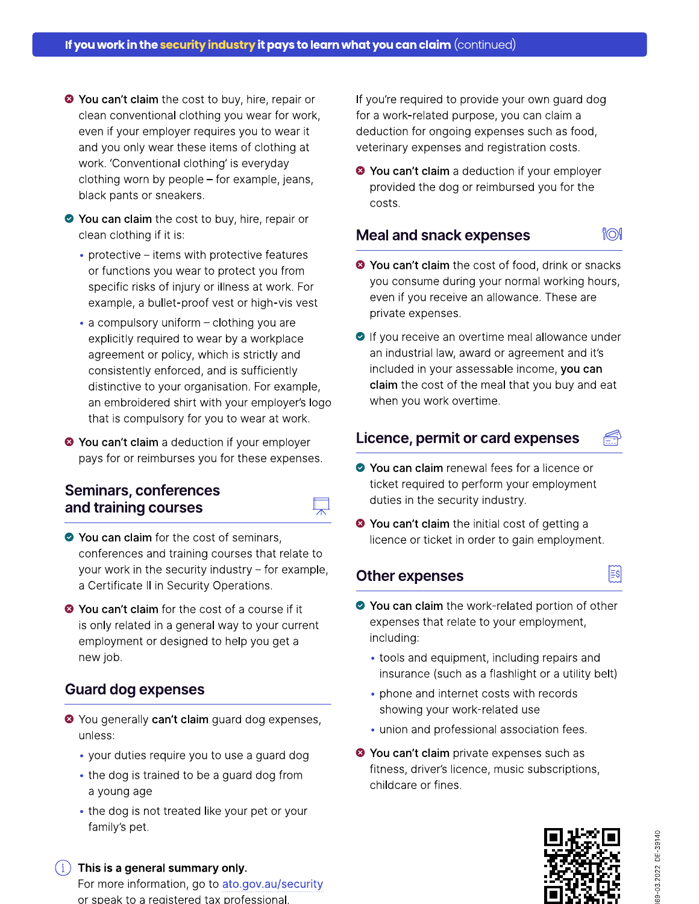**If you work in the security industry it pays to learn what you can claim** (continued)

- **You can't claim** the cost to buy, hire, repair or clean conventional clothing you wear for work, even if your employer requires you to wear it and you only wear these items of clothing at work. 'Conventional clothing' is everyday clothing worn by people – for example, jeans, black pants or sneakers.
- **You can claim** the cost to buy, hire, repair or clean clothing if it is:
  - protective – items with protective features or functions you wear to protect you from specific risks of injury or illness at work. For example, a bullet-proof vest or high-vis vest
  - a compulsory uniform – clothing you are explicitly required to wear by a workplace agreement or policy, which is strictly and consistently enforced, and is sufficiently distinctive to your organisation. For example, an embroidered shirt with your employer's logo that is compulsory for you to wear at work.
- **You can't claim** a deduction if your employer pays for or reimburses you for these expenses.

## Seminars, conferences and training courses

- **You can claim** for the cost of seminars, conferences and training courses that relate to your work in the security industry – for example, a Certificate II in Security Operations.
- **You can't claim** for the cost of a course if it is only related in a general way to your current employment or designed to help you get a new job.

## Guard dog expenses

- You generally **can't claim** guard dog expenses, unless:
  - your duties require you to use a guard dog
  - the dog is trained to be a guard dog from a young age
  - the dog is not treated like your pet or your family's pet.

If you're required to provide your own guard dog for a work-related purpose, you can claim a deduction for ongoing expenses such as food, veterinary expenses and registration costs.

- **You can't claim** a deduction if your employer provided the dog or reimbursed you for the costs.

## Meal and snack expenses

- **You can't claim** the cost of food, drink or snacks you consume during your normal working hours, even if you receive an allowance. These are private expenses.
- If you receive an overtime meal allowance under an industrial law, award or agreement and it's included in your assessable income, **you can claim** the cost of the meal that you buy and eat when you work overtime.

## Licence, permit or card expenses

- **You can claim** renewal fees for a licence or ticket required to perform your employment duties in the security industry.
- **You can't claim** the initial cost of getting a licence or ticket in order to gain employment.

## Other expenses

- **You can claim** the work-related portion of other expenses that relate to your employment, including:
  - tools and equipment, including repairs and insurance (such as a flashlight or a utility belt)
  - phone and internet costs with records showing your work-related use
  - union and professional association fees.
- **You can't claim** private expenses such as fitness, driver's licence, music subscriptions, childcare or fines.

**This is a general summary only.**
For more information, go to ato.gov.au/security or speak to a registered tax professional.